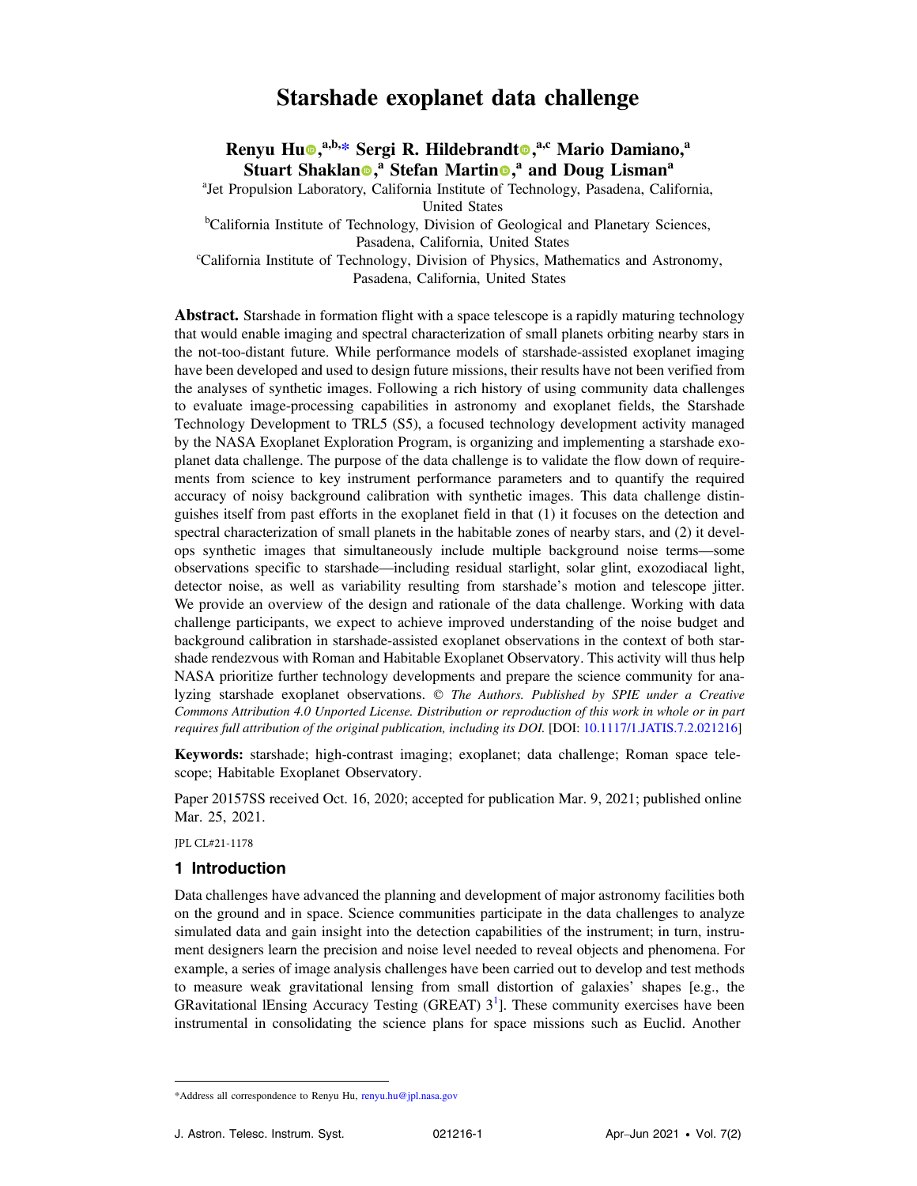# Starshade exoplanet data challenge

**Renyu Hu,[a,b,*] Sergi R. Hildebrandt,[a,c] Mario Damiano,[a] Stuart Shaklan,[a] Stefan Martin,[a] and Doug Lisman[a]**

[a]Jet Propulsion Laboratory, California Institute of Technology, Pasadena, California, United States

[b]California Institute of Technology, Division of Geological and Planetary Sciences, Pasadena, California, United States

[c]California Institute of Technology, Division of Physics, Mathematics and Astronomy, Pasadena, California, United States

**Abstract.** Starshade in formation flight with a space telescope is a rapidly maturing technology that would enable imaging and spectral characterization of small planets orbiting nearby stars in the not-too-distant future. While performance models of starshade-assisted exoplanet imaging have been developed and used to design future missions, their results have not been verified from the analyses of synthetic images. Following a rich history of using community data challenges to evaluate image-processing capabilities in astronomy and exoplanet fields, the Starshade Technology Development to TRL5 (S5), a focused technology development activity managed by the NASA Exoplanet Exploration Program, is organizing and implementing a starshade exoplanet data challenge. The purpose of the data challenge is to validate the flow down of requirements from science to key instrument performance parameters and to quantify the required accuracy of noisy background calibration with synthetic images. This data challenge distinguishes itself from past efforts in the exoplanet field in that (1) it focuses on the detection and spectral characterization of small planets in the habitable zones of nearby stars, and (2) it develops synthetic images that simultaneously include multiple background noise terms—some observations specific to starshade—including residual starlight, solar glint, exozodiacal light, detector noise, as well as variability resulting from starshade's motion and telescope jitter. We provide an overview of the design and rationale of the data challenge. Working with data challenge participants, we expect to achieve improved understanding of the noise budget and background calibration in starshade-assisted exoplanet observations in the context of both starshade rendezvous with Roman and Habitable Exoplanet Observatory. This activity will thus help NASA prioritize further technology developments and prepare the science community for analyzing starshade exoplanet observations. © *The Authors. Published by SPIE under a Creative Commons Attribution 4.0 Unported License. Distribution or reproduction of this work in whole or in part requires full attribution of the original publication, including its DOI.* [DOI: 10.1117/1.JATIS.7.2.021216]

**Keywords:** starshade; high-contrast imaging; exoplanet; data challenge; Roman space telescope; Habitable Exoplanet Observatory.

Paper 20157SS received Oct. 16, 2020; accepted for publication Mar. 9, 2021; published online Mar. 25, 2021.

JPL CL#21-1178

## 1 Introduction

Data challenges have advanced the planning and development of major astronomy facilities both on the ground and in space. Science communities participate in the data challenges to analyze simulated data and gain insight into the detection capabilities of the instrument; in turn, instrument designers learn the precision and noise level needed to reveal objects and phenomena. For example, a series of image analysis challenges have been carried out to develop and test methods to measure weak gravitational lensing from small distortion of galaxies' shapes [e.g., the GRavitational lEnsing Accuracy Testing (GREAT) 3[1]]. These community exercises have been instrumental in consolidating the science plans for space missions such as Euclid. Another

*Address all correspondence to Renyu Hu, renyu.hu@jpl.nasa.gov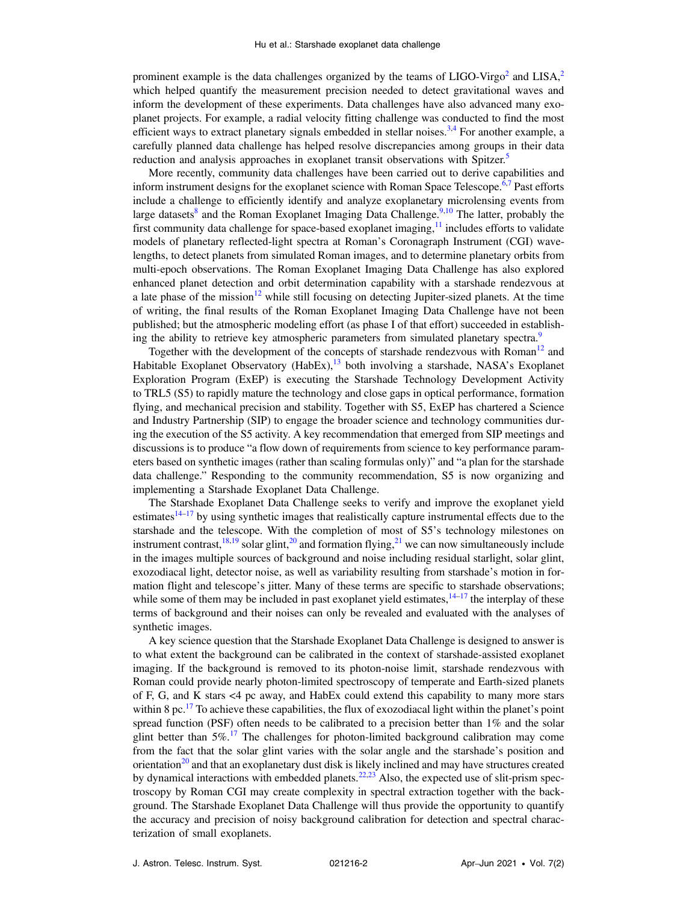prominent example is the data challenges organized by the teams of LIGO-Virgo[2] and LISA,[2] which helped quantify the measurement precision needed to detect gravitational waves and inform the development of these experiments. Data challenges have also advanced many exoplanet projects. For example, a radial velocity fitting challenge was conducted to find the most efficient ways to extract planetary signals embedded in stellar noises.[3,4] For another example, a carefully planned data challenge has helped resolve discrepancies among groups in their data reduction and analysis approaches in exoplanet transit observations with Spitzer.[5]

More recently, community data challenges have been carried out to derive capabilities and inform instrument designs for the exoplanet science with Roman Space Telescope.[6,7] Past efforts include a challenge to efficiently identify and analyze exoplanetary microlensing events from large datasets[8] and the Roman Exoplanet Imaging Data Challenge.[9,10] The latter, probably the first community data challenge for space-based exoplanet imaging,[11] includes efforts to validate models of planetary reflected-light spectra at Roman's Coronagraph Instrument (CGI) wavelengths, to detect planets from simulated Roman images, and to determine planetary orbits from multi-epoch observations. The Roman Exoplanet Imaging Data Challenge has also explored enhanced planet detection and orbit determination capability with a starshade rendezvous at a late phase of the mission[12] while still focusing on detecting Jupiter-sized planets. At the time of writing, the final results of the Roman Exoplanet Imaging Data Challenge have not been published; but the atmospheric modeling effort (as phase I of that effort) succeeded in establishing the ability to retrieve key atmospheric parameters from simulated planetary spectra.[9]

Together with the development of the concepts of starshade rendezvous with Roman[12] and Habitable Exoplanet Observatory (HabEx),[13] both involving a starshade, NASA's Exoplanet Exploration Program (ExEP) is executing the Starshade Technology Development Activity to TRL5 (S5) to rapidly mature the technology and close gaps in optical performance, formation flying, and mechanical precision and stability. Together with S5, ExEP has chartered a Science and Industry Partnership (SIP) to engage the broader science and technology communities during the execution of the S5 activity. A key recommendation that emerged from SIP meetings and discussions is to produce "a flow down of requirements from science to key performance parameters based on synthetic images (rather than scaling formulas only)" and "a plan for the starshade data challenge." Responding to the community recommendation, S5 is now organizing and implementing a Starshade Exoplanet Data Challenge.

The Starshade Exoplanet Data Challenge seeks to verify and improve the exoplanet yield estimates[14–17] by using synthetic images that realistically capture instrumental effects due to the starshade and the telescope. With the completion of most of S5's technology milestones on instrument contrast,[18,19] solar glint,[20] and formation flying,[21] we can now simultaneously include in the images multiple sources of background and noise including residual starlight, solar glint, exozodiacal light, detector noise, as well as variability resulting from starshade's motion in formation flight and telescope's jitter. Many of these terms are specific to starshade observations; while some of them may be included in past exoplanet yield estimates,[14–17] the interplay of these terms of background and their noises can only be revealed and evaluated with the analyses of synthetic images.

A key science question that the Starshade Exoplanet Data Challenge is designed to answer is to what extent the background can be calibrated in the context of starshade-assisted exoplanet imaging. If the background is removed to its photon-noise limit, starshade rendezvous with Roman could provide nearly photon-limited spectroscopy of temperate and Earth-sized planets of F, G, and K stars <4 pc away, and HabEx could extend this capability to many more stars within 8 pc.[17] To achieve these capabilities, the flux of exozodiacal light within the planet's point spread function (PSF) often needs to be calibrated to a precision better than 1% and the solar glint better than 5%.[17] The challenges for photon-limited background calibration may come from the fact that the solar glint varies with the solar angle and the starshade's position and orientation[20] and that an exoplanetary dust disk is likely inclined and may have structures created by dynamical interactions with embedded planets.[22,23] Also, the expected use of slit-prism spectroscopy by Roman CGI may create complexity in spectral extraction together with the background. The Starshade Exoplanet Data Challenge will thus provide the opportunity to quantify the accuracy and precision of noisy background calibration for detection and spectral characterization of small exoplanets.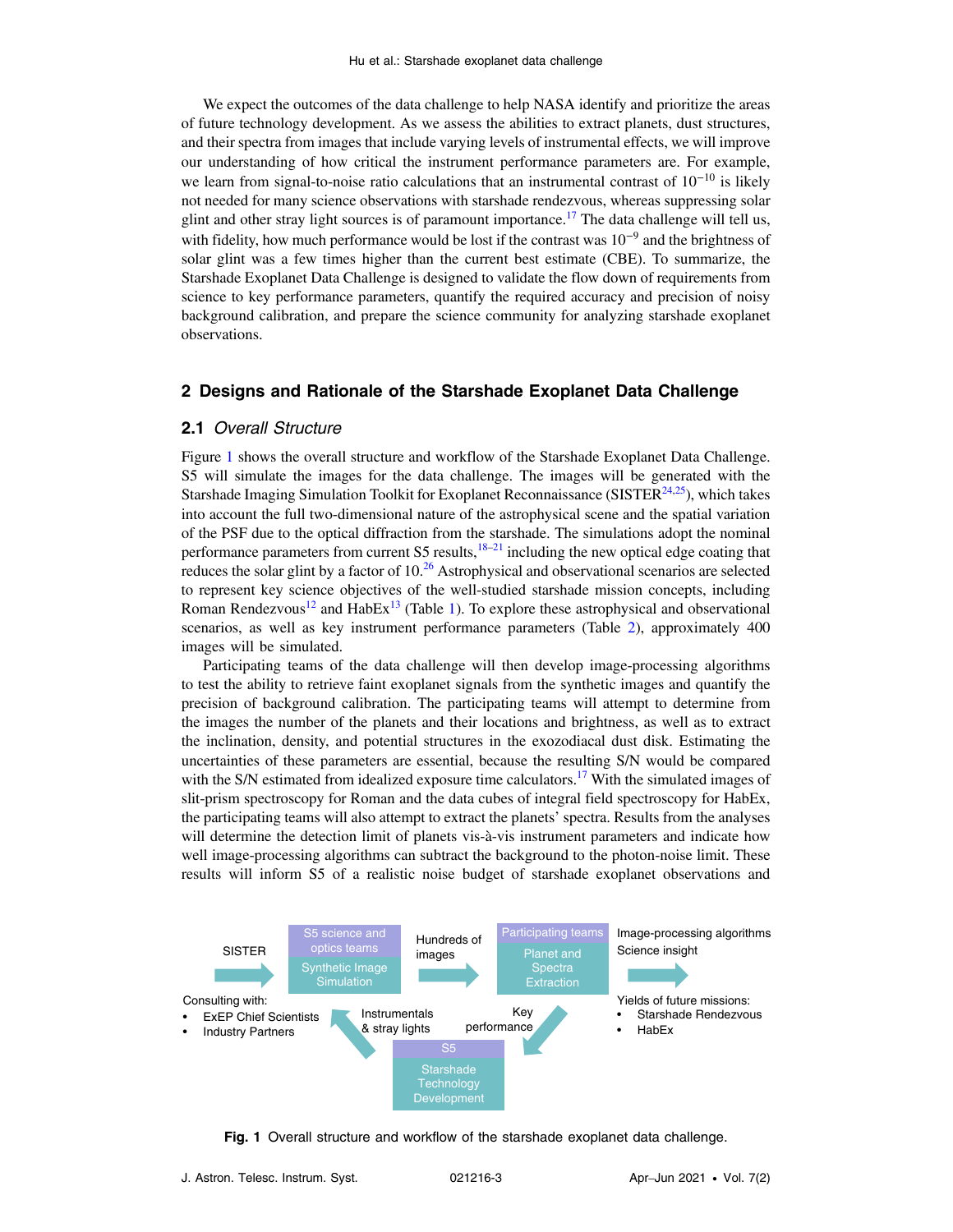We expect the outcomes of the data challenge to help NASA identify and prioritize the areas of future technology development. As we assess the abilities to extract planets, dust structures, and their spectra from images that include varying levels of instrumental effects, we will improve our understanding of how critical the instrument performance parameters are. For example, we learn from signal-to-noise ratio calculations that an instrumental contrast of $10^{-10}$ is likely not needed for many science observations with starshade rendezvous, whereas suppressing solar glint and other stray light sources is of paramount importance.[17] The data challenge will tell us, with fidelity, how much performance would be lost if the contrast was $10^{-9}$ and the brightness of solar glint was a few times higher than the current best estimate (CBE). To summarize, the Starshade Exoplanet Data Challenge is designed to validate the flow down of requirements from science to key performance parameters, quantify the required accuracy and precision of noisy background calibration, and prepare the science community for analyzing starshade exoplanet observations.

## 2 Designs and Rationale of the Starshade Exoplanet Data Challenge

### 2.1 *Overall Structure*

Figure 1 shows the overall structure and workflow of the Starshade Exoplanet Data Challenge. S5 will simulate the images for the data challenge. The images will be generated with the Starshade Imaging Simulation Toolkit for Exoplanet Reconnaissance (SISTER[24,25]), which takes into account the full two-dimensional nature of the astrophysical scene and the spatial variation of the PSF due to the optical diffraction from the starshade. The simulations adopt the nominal performance parameters from current S5 results,[18–21] including the new optical edge coating that reduces the solar glint by a factor of 10.[26] Astrophysical and observational scenarios are selected to represent key science objectives of the well-studied starshade mission concepts, including Roman Rendezvous[12] and HabEx[13] (Table 1). To explore these astrophysical and observational scenarios, as well as key instrument performance parameters (Table 2), approximately 400 images will be simulated.

Participating teams of the data challenge will then develop image-processing algorithms to test the ability to retrieve faint exoplanet signals from the synthetic images and quantify the precision of background calibration. The participating teams will attempt to determine from the images the number of the planets and their locations and brightness, as well as to extract the inclination, density, and potential structures in the exozodiacal dust disk. Estimating the uncertainties of these parameters are essential, because the resulting S/N would be compared with the S/N estimated from idealized exposure time calculators.[17] With the simulated images of slit-prism spectroscopy for Roman and the data cubes of integral field spectroscopy for HabEx, the participating teams will also attempt to extract the planets' spectra. Results from the analyses will determine the detection limit of planets vis-à-vis instrument parameters and indicate how well image-processing algorithms can subtract the background to the photon-noise limit. These results will inform S5 of a realistic noise budget of starshade exoplanet observations and

SISTER → S5 science and optics teams: Synthetic Image Simulation → Hundreds of images → Participating teams: Planet and Spectra Extraction → Image-processing algorithms, Science insight

Consulting with:
- ExEP Chief Scientists
- Industry Partners

Yields of future missions:
- Starshade Rendezvous
- HabEx

S5: Starshade Technology Development (Instrumentals & stray lights; Key performance)

Fig. 1 Overall structure and workflow of the starshade exoplanet data challenge.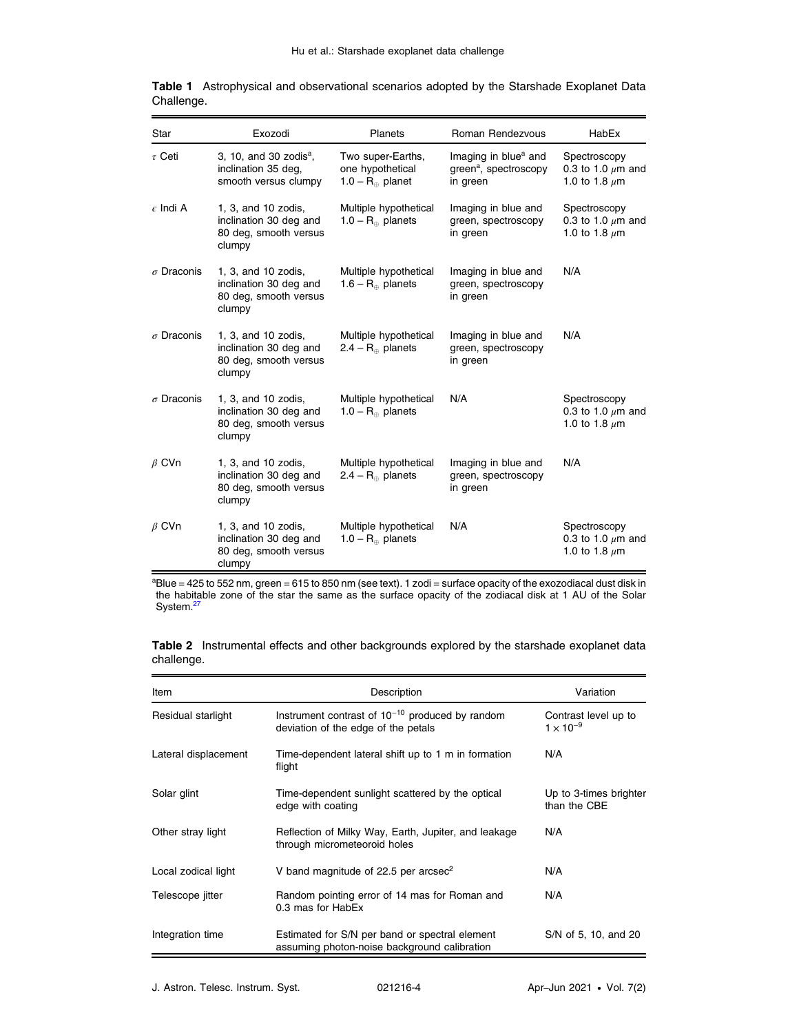**Table 1** Astrophysical and observational scenarios adopted by the Starshade Exoplanet Data Challenge.

| Star | Exozodi | Planets | Roman Rendezvous | HabEx |
|---|---|---|---|---|
| $\tau$ Ceti | 3, 10, and 30 zodis[a], inclination 35 deg, smooth versus clumpy | Two super-Earths, one hypothetical $1.0 - R_{\oplus}$ planet | Imaging in blue[a] and green[a], spectroscopy in green | Spectroscopy 0.3 to 1.0 $\mu$m and 1.0 to 1.8 $\mu$m |
| $\epsilon$ Indi A | 1, 3, and 10 zodis, inclination 30 deg and 80 deg, smooth versus clumpy | Multiple hypothetical $1.0 - R_{\oplus}$ planets | Imaging in blue and green, spectroscopy in green | Spectroscopy 0.3 to 1.0 $\mu$m and 1.0 to 1.8 $\mu$m |
| $\sigma$ Draconis | 1, 3, and 10 zodis, inclination 30 deg and 80 deg, smooth versus clumpy | Multiple hypothetical $1.6 - R_{\oplus}$ planets | Imaging in blue and green, spectroscopy in green | N/A |
| $\sigma$ Draconis | 1, 3, and 10 zodis, inclination 30 deg and 80 deg, smooth versus clumpy | Multiple hypothetical $2.4 - R_{\oplus}$ planets | Imaging in blue and green, spectroscopy in green | N/A |
| $\sigma$ Draconis | 1, 3, and 10 zodis, inclination 30 deg and 80 deg, smooth versus clumpy | Multiple hypothetical $1.0 - R_{\oplus}$ planets | N/A | Spectroscopy 0.3 to 1.0 $\mu$m and 1.0 to 1.8 $\mu$m |
| $\beta$ CVn | 1, 3, and 10 zodis, inclination 30 deg and 80 deg, smooth versus clumpy | Multiple hypothetical $2.4 - R_{\oplus}$ planets | Imaging in blue and green, spectroscopy in green | N/A |
| $\beta$ CVn | 1, 3, and 10 zodis, inclination 30 deg and 80 deg, smooth versus clumpy | Multiple hypothetical $1.0 - R_{\oplus}$ planets | N/A | Spectroscopy 0.3 to 1.0 $\mu$m and 1.0 to 1.8 $\mu$m |

[a]Blue = 425 to 552 nm, green = 615 to 850 nm (see text). 1 zodi = surface opacity of the exozodiacal dust disk in the habitable zone of the star the same as the surface opacity of the zodiacal disk at 1 AU of the Solar System.[27]

**Table 2** Instrumental effects and other backgrounds explored by the starshade exoplanet data challenge.

| Item | Description | Variation |
|---|---|---|
| Residual starlight | Instrument contrast of $10^{-10}$ produced by random deviation of the edge of the petals | Contrast level up to $1 \times 10^{-9}$ |
| Lateral displacement | Time-dependent lateral shift up to 1 m in formation flight | N/A |
| Solar glint | Time-dependent sunlight scattered by the optical edge with coating | Up to 3-times brighter than the CBE |
| Other stray light | Reflection of Milky Way, Earth, Jupiter, and leakage through micrometeoroid holes | N/A |
| Local zodical light | V band magnitude of 22.5 per arcsec$^2$ | N/A |
| Telescope jitter | Random pointing error of 14 mas for Roman and 0.3 mas for HabEx | N/A |
| Integration time | Estimated for S/N per band or spectral element assuming photon-noise background calibration | S/N of 5, 10, and 20 |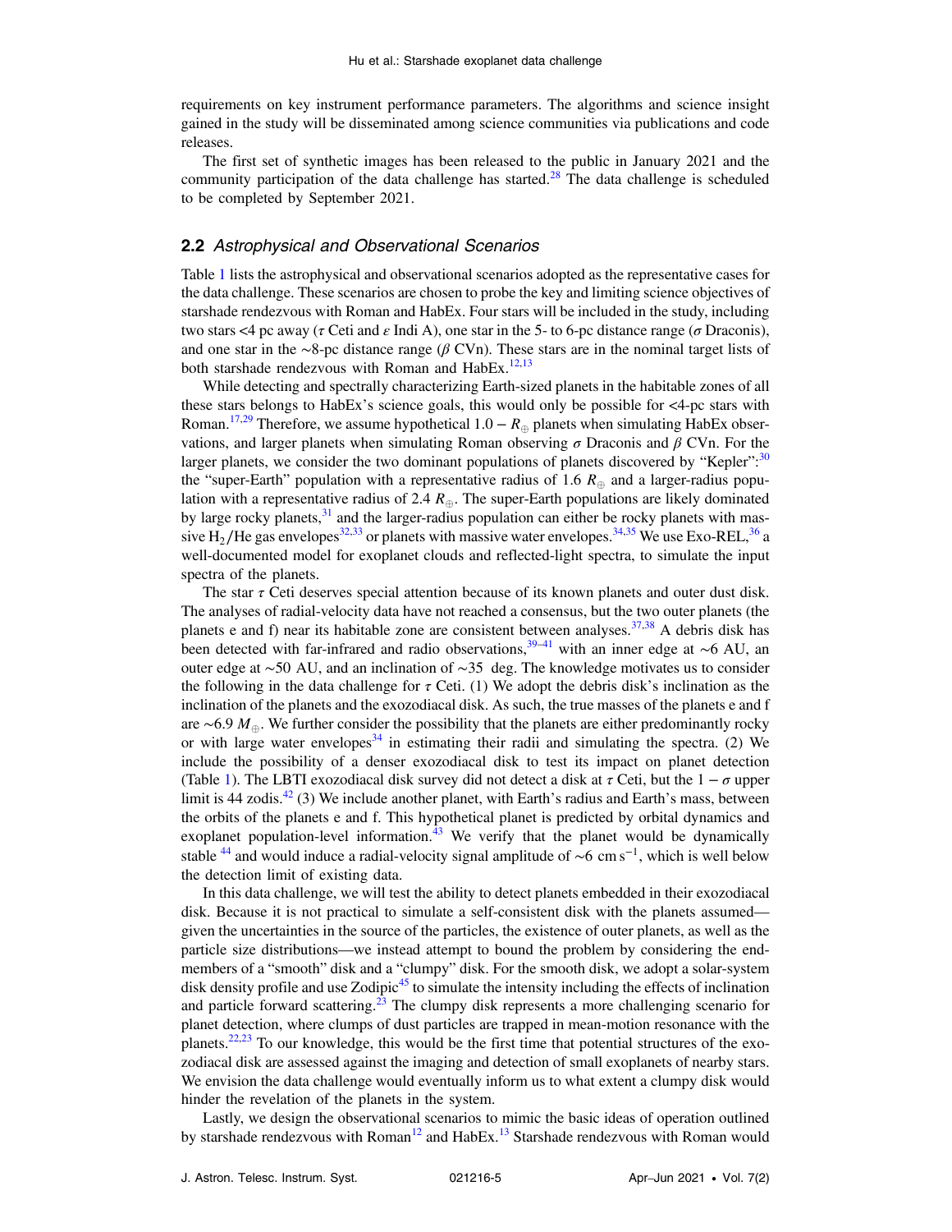requirements on key instrument performance parameters. The algorithms and science insight gained in the study will be disseminated among science communities via publications and code releases.

The first set of synthetic images has been released to the public in January 2021 and the community participation of the data challenge has started.[28] The data challenge is scheduled to be completed by September 2021.

## 2.2 *Astrophysical and Observational Scenarios*

Table 1 lists the astrophysical and observational scenarios adopted as the representative cases for the data challenge. These scenarios are chosen to probe the key and limiting science objectives of starshade rendezvous with Roman and HabEx. Four stars will be included in the study, including two stars <4 pc away ($\tau$ Ceti and $\varepsilon$ Indi A), one star in the 5- to 6-pc distance range ($\sigma$ Draconis), and one star in the ∼8-pc distance range ($\beta$ CVn). These stars are in the nominal target lists of both starshade rendezvous with Roman and HabEx.[12,13]

While detecting and spectrally characterizing Earth-sized planets in the habitable zones of all these stars belongs to HabEx's science goals, this would only be possible for <4-pc stars with Roman.[17,29] Therefore, we assume hypothetical $1.0 - R_{\oplus}$ planets when simulating HabEx observations, and larger planets when simulating Roman observing $\sigma$ Draconis and $\beta$ CVn. For the larger planets, we consider the two dominant populations of planets discovered by "Kepler":[30] the "super-Earth" population with a representative radius of 1.6 $R_{\oplus}$ and a larger-radius population with a representative radius of 2.4 $R_{\oplus}$. The super-Earth populations are likely dominated by large rocky planets,[31] and the larger-radius population can either be rocky planets with massive $H_2$/He gas envelopes[32,33] or planets with massive water envelopes.[34,35] We use Exo-REL,[36] a well-documented model for exoplanet clouds and reflected-light spectra, to simulate the input spectra of the planets.

The star $\tau$ Ceti deserves special attention because of its known planets and outer dust disk. The analyses of radial-velocity data have not reached a consensus, but the two outer planets (the planets e and f) near its habitable zone are consistent between analyses.[37,38] A debris disk has been detected with far-infrared and radio observations,[39–41] with an inner edge at ∼6 AU, an outer edge at ∼50 AU, and an inclination of ∼35 deg. The knowledge motivates us to consider the following in the data challenge for $\tau$ Ceti. (1) We adopt the debris disk's inclination as the inclination of the planets and the exozodiacal disk. As such, the true masses of the planets e and f are ∼6.9 $M_{\oplus}$. We further consider the possibility that the planets are either predominantly rocky or with large water envelopes[34] in estimating their radii and simulating the spectra. (2) We include the possibility of a denser exozodiacal disk to test its impact on planet detection (Table 1). The LBTI exozodiacal disk survey did not detect a disk at $\tau$ Ceti, but the $1 - \sigma$ upper limit is 44 zodis.[42] (3) We include another planet, with Earth's radius and Earth's mass, between the orbits of the planets e and f. This hypothetical planet is predicted by orbital dynamics and exoplanet population-level information.[43] We verify that the planet would be dynamically stable [44] and would induce a radial-velocity signal amplitude of ∼6 $\mathrm{cm\,s^{-1}}$, which is well below the detection limit of existing data.

In this data challenge, we will test the ability to detect planets embedded in their exozodiacal disk. Because it is not practical to simulate a self-consistent disk with the planets assumed—given the uncertainties in the source of the particles, the existence of outer planets, as well as the particle size distributions—we instead attempt to bound the problem by considering the end-members of a "smooth" disk and a "clumpy" disk. For the smooth disk, we adopt a solar-system disk density profile and use Zodipic[45] to simulate the intensity including the effects of inclination and particle forward scattering.[23] The clumpy disk represents a more challenging scenario for planet detection, where clumps of dust particles are trapped in mean-motion resonance with the planets.[22,23] To our knowledge, this would be the first time that potential structures of the exozodiacal disk are assessed against the imaging and detection of small exoplanets of nearby stars. We envision the data challenge would eventually inform us to what extent a clumpy disk would hinder the revelation of the planets in the system.

Lastly, we design the observational scenarios to mimic the basic ideas of operation outlined by starshade rendezvous with Roman[12] and HabEx.[13] Starshade rendezvous with Roman would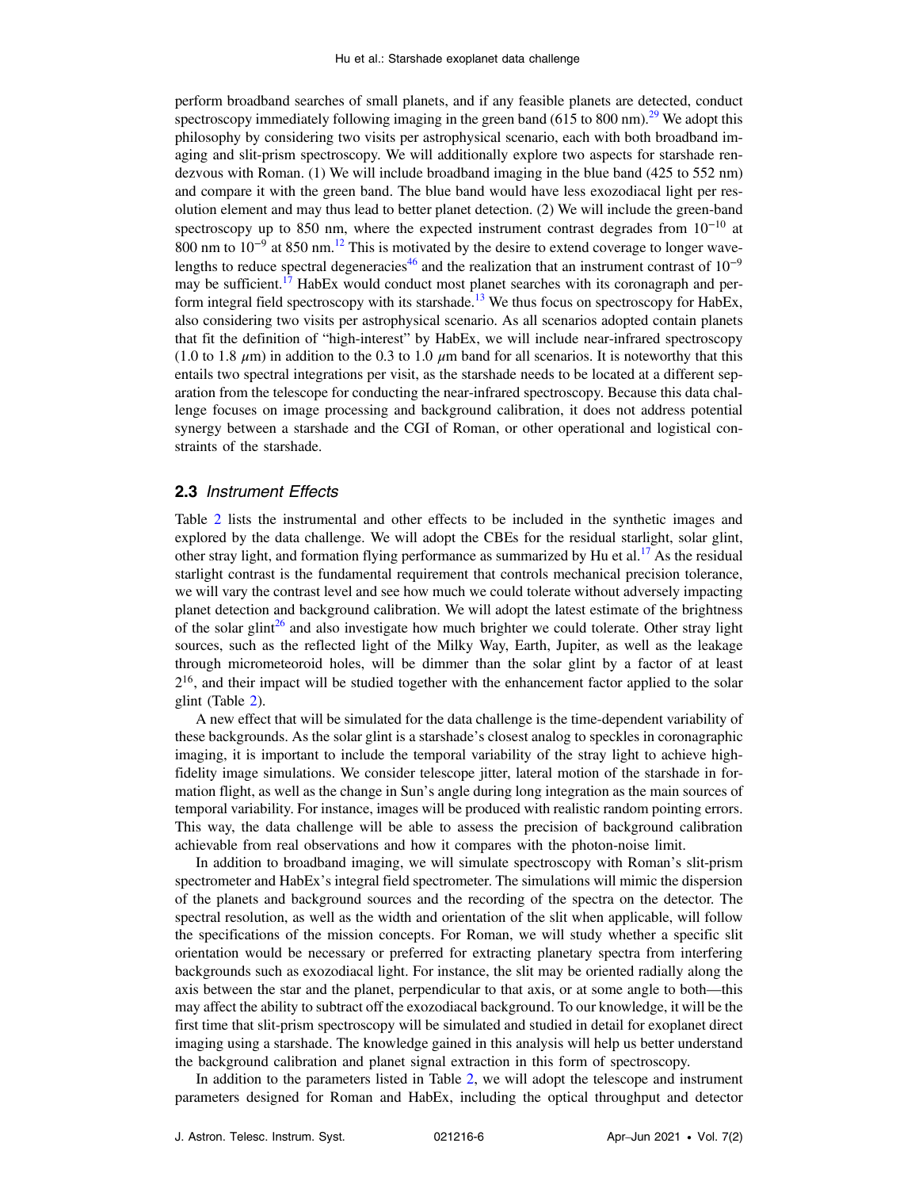perform broadband searches of small planets, and if any feasible planets are detected, conduct spectroscopy immediately following imaging in the green band (615 to 800 nm).[29] We adopt this philosophy by considering two visits per astrophysical scenario, each with both broadband imaging and slit-prism spectroscopy. We will additionally explore two aspects for starshade rendezvous with Roman. (1) We will include broadband imaging in the blue band (425 to 552 nm) and compare it with the green band. The blue band would have less exozodiacal light per resolution element and may thus lead to better planet detection. (2) We will include the green-band spectroscopy up to 850 nm, where the expected instrument contrast degrades from $10^{-10}$ at 800 nm to $10^{-9}$ at 850 nm.[12] This is motivated by the desire to extend coverage to longer wavelengths to reduce spectral degeneracies[46] and the realization that an instrument contrast of $10^{-9}$ may be sufficient.[17] HabEx would conduct most planet searches with its coronagraph and perform integral field spectroscopy with its starshade.[13] We thus focus on spectroscopy for HabEx, also considering two visits per astrophysical scenario. As all scenarios adopted contain planets that fit the definition of "high-interest" by HabEx, we will include near-infrared spectroscopy (1.0 to 1.8 $\mu$m) in addition to the 0.3 to 1.0 $\mu$m band for all scenarios. It is noteworthy that this entails two spectral integrations per visit, as the starshade needs to be located at a different separation from the telescope for conducting the near-infrared spectroscopy. Because this data challenge focuses on image processing and background calibration, it does not address potential synergy between a starshade and the CGI of Roman, or other operational and logistical constraints of the starshade.

## 2.3 *Instrument Effects*

Table 2 lists the instrumental and other effects to be included in the synthetic images and explored by the data challenge. We will adopt the CBEs for the residual starlight, solar glint, other stray light, and formation flying performance as summarized by Hu et al.[17] As the residual starlight contrast is the fundamental requirement that controls mechanical precision tolerance, we will vary the contrast level and see how much we could tolerate without adversely impacting planet detection and background calibration. We will adopt the latest estimate of the brightness of the solar glint[26] and also investigate how much brighter we could tolerate. Other stray light sources, such as the reflected light of the Milky Way, Earth, Jupiter, as well as the leakage through micrometeoroid holes, will be dimmer than the solar glint by a factor of at least $2^{16}$, and their impact will be studied together with the enhancement factor applied to the solar glint (Table 2).

A new effect that will be simulated for the data challenge is the time-dependent variability of these backgrounds. As the solar glint is a starshade's closest analog to speckles in coronagraphic imaging, it is important to include the temporal variability of the stray light to achieve high-fidelity image simulations. We consider telescope jitter, lateral motion of the starshade in formation flight, as well as the change in Sun's angle during long integration as the main sources of temporal variability. For instance, images will be produced with realistic random pointing errors. This way, the data challenge will be able to assess the precision of background calibration achievable from real observations and how it compares with the photon-noise limit.

In addition to broadband imaging, we will simulate spectroscopy with Roman's slit-prism spectrometer and HabEx's integral field spectrometer. The simulations will mimic the dispersion of the planets and background sources and the recording of the spectra on the detector. The spectral resolution, as well as the width and orientation of the slit when applicable, will follow the specifications of the mission concepts. For Roman, we will study whether a specific slit orientation would be necessary or preferred for extracting planetary spectra from interfering backgrounds such as exozodiacal light. For instance, the slit may be oriented radially along the axis between the star and the planet, perpendicular to that axis, or at some angle to both—this may affect the ability to subtract off the exozodiacal background. To our knowledge, it will be the first time that slit-prism spectroscopy will be simulated and studied in detail for exoplanet direct imaging using a starshade. The knowledge gained in this analysis will help us better understand the background calibration and planet signal extraction in this form of spectroscopy.

In addition to the parameters listed in Table 2, we will adopt the telescope and instrument parameters designed for Roman and HabEx, including the optical throughput and detector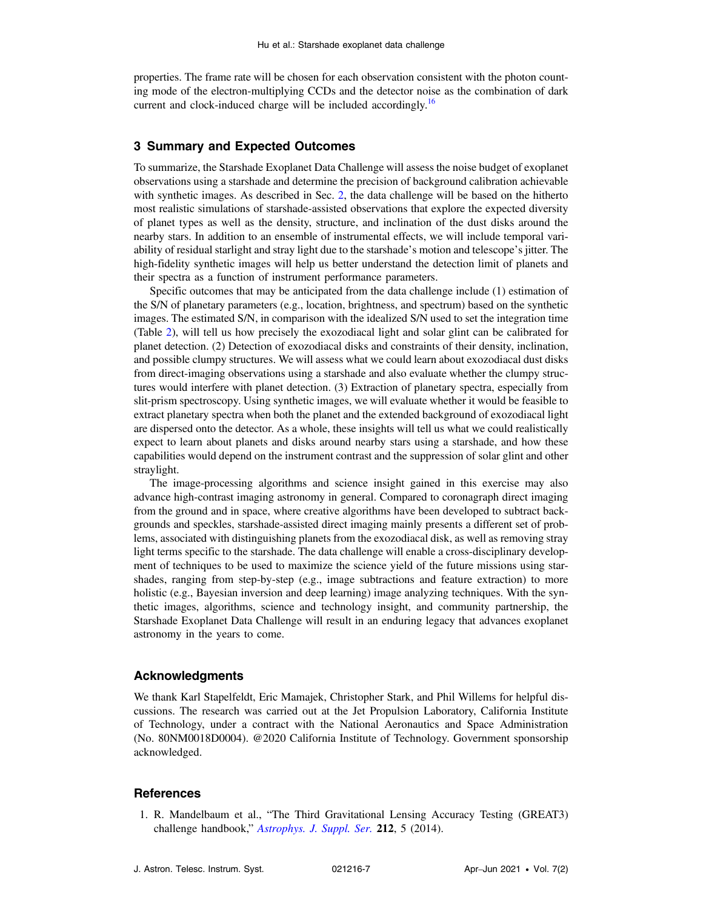properties. The frame rate will be chosen for each observation consistent with the photon counting mode of the electron-multiplying CCDs and the detector noise as the combination of dark current and clock-induced charge will be included accordingly.[16]

## 3 Summary and Expected Outcomes

To summarize, the Starshade Exoplanet Data Challenge will assess the noise budget of exoplanet observations using a starshade and determine the precision of background calibration achievable with synthetic images. As described in Sec. 2, the data challenge will be based on the hitherto most realistic simulations of starshade-assisted observations that explore the expected diversity of planet types as well as the density, structure, and inclination of the dust disks around the nearby stars. In addition to an ensemble of instrumental effects, we will include temporal variability of residual starlight and stray light due to the starshade's motion and telescope's jitter. The high-fidelity synthetic images will help us better understand the detection limit of planets and their spectra as a function of instrument performance parameters.

Specific outcomes that may be anticipated from the data challenge include (1) estimation of the S/N of planetary parameters (e.g., location, brightness, and spectrum) based on the synthetic images. The estimated S/N, in comparison with the idealized S/N used to set the integration time (Table 2), will tell us how precisely the exozodiacal light and solar glint can be calibrated for planet detection. (2) Detection of exozodiacal disks and constraints of their density, inclination, and possible clumpy structures. We will assess what we could learn about exozodiacal dust disks from direct-imaging observations using a starshade and also evaluate whether the clumpy structures would interfere with planet detection. (3) Extraction of planetary spectra, especially from slit-prism spectroscopy. Using synthetic images, we will evaluate whether it would be feasible to extract planetary spectra when both the planet and the extended background of exozodiacal light are dispersed onto the detector. As a whole, these insights will tell us what we could realistically expect to learn about planets and disks around nearby stars using a starshade, and how these capabilities would depend on the instrument contrast and the suppression of solar glint and other straylight.

The image-processing algorithms and science insight gained in this exercise may also advance high-contrast imaging astronomy in general. Compared to coronagraph direct imaging from the ground and in space, where creative algorithms have been developed to subtract backgrounds and speckles, starshade-assisted direct imaging mainly presents a different set of problems, associated with distinguishing planets from the exozodiacal disk, as well as removing stray light terms specific to the starshade. The data challenge will enable a cross-disciplinary development of techniques to be used to maximize the science yield of the future missions using starshades, ranging from step-by-step (e.g., image subtractions and feature extraction) to more holistic (e.g., Bayesian inversion and deep learning) image analyzing techniques. With the synthetic images, algorithms, science and technology insight, and community partnership, the Starshade Exoplanet Data Challenge will result in an enduring legacy that advances exoplanet astronomy in the years to come.

## Acknowledgments

We thank Karl Stapelfeldt, Eric Mamajek, Christopher Stark, and Phil Willems for helpful discussions. The research was carried out at the Jet Propulsion Laboratory, California Institute of Technology, under a contract with the National Aeronautics and Space Administration (No. 80NM0018D0004). @2020 California Institute of Technology. Government sponsorship acknowledged.

## References

1. R. Mandelbaum et al., "The Third Gravitational Lensing Accuracy Testing (GREAT3) challenge handbook," *Astrophys. J. Suppl. Ser.* **212**, 5 (2014).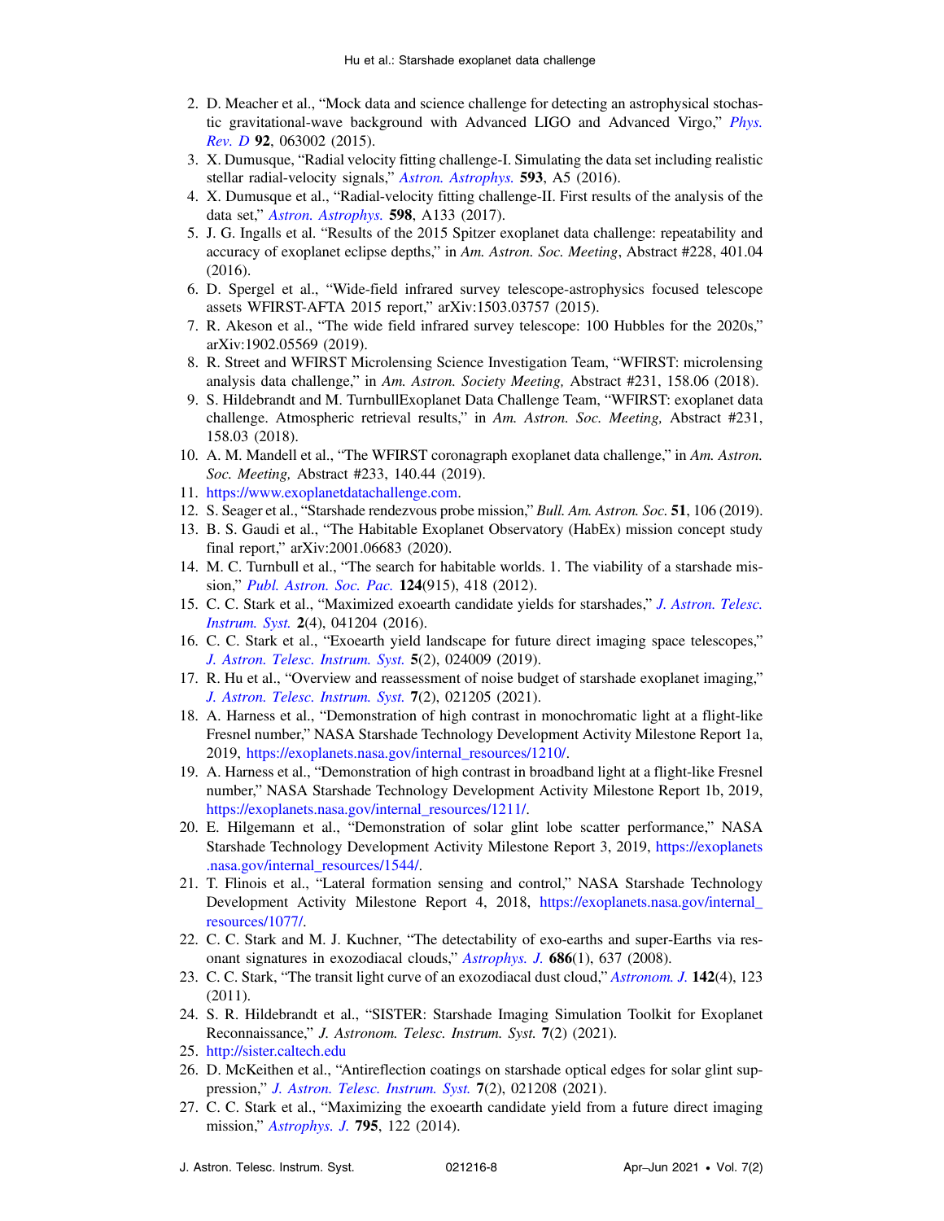2. D. Meacher et al., "Mock data and science challenge for detecting an astrophysical stochastic gravitational-wave background with Advanced LIGO and Advanced Virgo," *Phys. Rev. D* **92**, 063002 (2015).
3. X. Dumusque, "Radial velocity fitting challenge-I. Simulating the data set including realistic stellar radial-velocity signals," *Astron. Astrophys.* **593**, A5 (2016).
4. X. Dumusque et al., "Radial-velocity fitting challenge-II. First results of the analysis of the data set," *Astron. Astrophys.* **598**, A133 (2017).
5. J. G. Ingalls et al. "Results of the 2015 Spitzer exoplanet data challenge: repeatability and accuracy of exoplanet eclipse depths," in *Am. Astron. Soc. Meeting*, Abstract #228, 401.04 (2016).
6. D. Spergel et al., "Wide-field infrared survey telescope-astrophysics focused telescope assets WFIRST-AFTA 2015 report," arXiv:1503.03757 (2015).
7. R. Akeson et al., "The wide field infrared survey telescope: 100 Hubbles for the 2020s," arXiv:1902.05569 (2019).
8. R. Street and WFIRST Microlensing Science Investigation Team, "WFIRST: microlensing analysis data challenge," in *Am. Astron. Society Meeting,* Abstract #231, 158.06 (2018).
9. S. Hildebrandt and M. TurnbullExoplanet Data Challenge Team, "WFIRST: exoplanet data challenge. Atmospheric retrieval results," in *Am. Astron. Soc. Meeting,* Abstract #231, 158.03 (2018).
10. A. M. Mandell et al., "The WFIRST coronagraph exoplanet data challenge," in *Am. Astron. Soc. Meeting,* Abstract #233, 140.44 (2019).
11. https://www.exoplanetdatachallenge.com.
12. S. Seager et al., "Starshade rendezvous probe mission," *Bull. Am. Astron. Soc.* **51**, 106 (2019).
13. B. S. Gaudi et al., "The Habitable Exoplanet Observatory (HabEx) mission concept study final report," arXiv:2001.06683 (2020).
14. M. C. Turnbull et al., "The search for habitable worlds. 1. The viability of a starshade mission," *Publ. Astron. Soc. Pac.* **124**(915), 418 (2012).
15. C. C. Stark et al., "Maximized exoearth candidate yields for starshades," *J. Astron. Telesc. Instrum. Syst.* **2**(4), 041204 (2016).
16. C. C. Stark et al., "Exoearth yield landscape for future direct imaging space telescopes," *J. Astron. Telesc. Instrum. Syst.* **5**(2), 024009 (2019).
17. R. Hu et al., "Overview and reassessment of noise budget of starshade exoplanet imaging," *J. Astron. Telesc. Instrum. Syst.* **7**(2), 021205 (2021).
18. A. Harness et al., "Demonstration of high contrast in monochromatic light at a flight-like Fresnel number," NASA Starshade Technology Development Activity Milestone Report 1a, 2019, https://exoplanets.nasa.gov/internal_resources/1210/.
19. A. Harness et al., "Demonstration of high contrast in broadband light at a flight-like Fresnel number," NASA Starshade Technology Development Activity Milestone Report 1b, 2019, https://exoplanets.nasa.gov/internal_resources/1211/.
20. E. Hilgemann et al., "Demonstration of solar glint lobe scatter performance," NASA Starshade Technology Development Activity Milestone Report 3, 2019, https://exoplanets.nasa.gov/internal_resources/1544/.
21. T. Flinois et al., "Lateral formation sensing and control," NASA Starshade Technology Development Activity Milestone Report 4, 2018, https://exoplanets.nasa.gov/internal_resources/1077/.
22. C. C. Stark and M. J. Kuchner, "The detectability of exo-earths and super-Earths via resonant signatures in exozodiacal clouds," *Astrophys. J.* **686**(1), 637 (2008).
23. C. C. Stark, "The transit light curve of an exozodiacal dust cloud," *Astronom. J.* **142**(4), 123 (2011).
24. S. R. Hildebrandt et al., "SISTER: Starshade Imaging Simulation Toolkit for Exoplanet Reconnaissance," *J. Astronom. Telesc. Instrum. Syst.* **7**(2) (2021).
25. http://sister.caltech.edu
26. D. McKeithen et al., "Antireflection coatings on starshade optical edges for solar glint suppression," *J. Astron. Telesc. Instrum. Syst.* **7**(2), 021208 (2021).
27. C. C. Stark et al., "Maximizing the exoearth candidate yield from a future direct imaging mission," *Astrophys. J.* **795**, 122 (2014).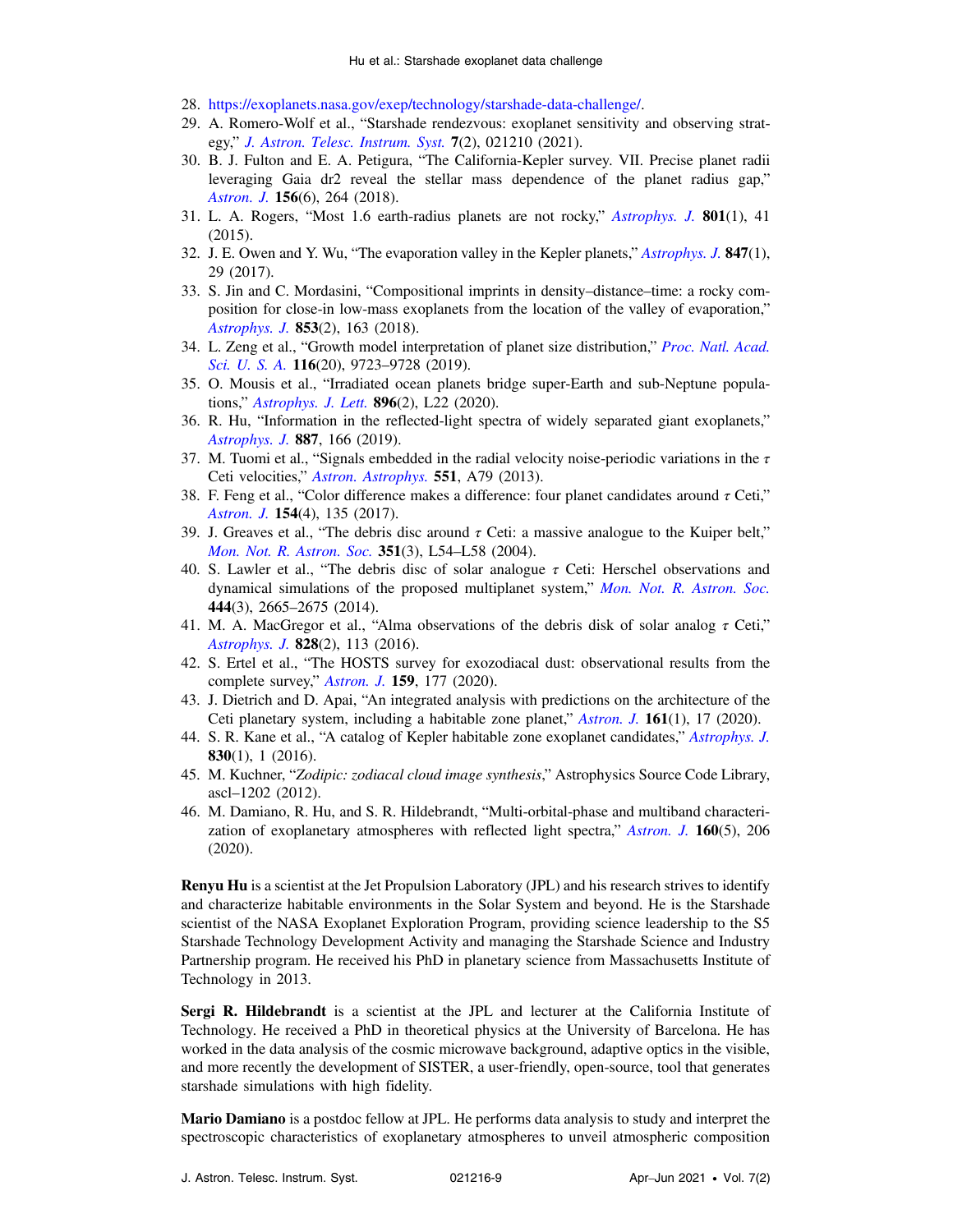28. https://exoplanets.nasa.gov/exep/technology/starshade-data-challenge/.
29. A. Romero-Wolf et al., "Starshade rendezvous: exoplanet sensitivity and observing strategy," *J. Astron. Telesc. Instrum. Syst.* **7**(2), 021210 (2021).
30. B. J. Fulton and E. A. Petigura, "The California-Kepler survey. VII. Precise planet radii leveraging Gaia dr2 reveal the stellar mass dependence of the planet radius gap," *Astron. J.* **156**(6), 264 (2018).
31. L. A. Rogers, "Most 1.6 earth-radius planets are not rocky," *Astrophys. J.* **801**(1), 41 (2015).
32. J. E. Owen and Y. Wu, "The evaporation valley in the Kepler planets," *Astrophys. J.* **847**(1), 29 (2017).
33. S. Jin and C. Mordasini, "Compositional imprints in density–distance–time: a rocky composition for close-in low-mass exoplanets from the location of the valley of evaporation," *Astrophys. J.* **853**(2), 163 (2018).
34. L. Zeng et al., "Growth model interpretation of planet size distribution," *Proc. Natl. Acad. Sci. U. S. A.* **116**(20), 9723–9728 (2019).
35. O. Mousis et al., "Irradiated ocean planets bridge super-Earth and sub-Neptune populations," *Astrophys. J. Lett.* **896**(2), L22 (2020).
36. R. Hu, "Information in the reflected-light spectra of widely separated giant exoplanets," *Astrophys. J.* **887**, 166 (2019).
37. M. Tuomi et al., "Signals embedded in the radial velocity noise-periodic variations in the $\tau$ Ceti velocities," *Astron. Astrophys.* **551**, A79 (2013).
38. F. Feng et al., "Color difference makes a difference: four planet candidates around $\tau$ Ceti," *Astron. J.* **154**(4), 135 (2017).
39. J. Greaves et al., "The debris disc around $\tau$ Ceti: a massive analogue to the Kuiper belt," *Mon. Not. R. Astron. Soc.* **351**(3), L54–L58 (2004).
40. S. Lawler et al., "The debris disc of solar analogue $\tau$ Ceti: Herschel observations and dynamical simulations of the proposed multiplanet system," *Mon. Not. R. Astron. Soc.* **444**(3), 2665–2675 (2014).
41. M. A. MacGregor et al., "Alma observations of the debris disk of solar analog $\tau$ Ceti," *Astrophys. J.* **828**(2), 113 (2016).
42. S. Ertel et al., "The HOSTS survey for exozodiacal dust: observational results from the complete survey," *Astron. J.* **159**, 177 (2020).
43. J. Dietrich and D. Apai, "An integrated analysis with predictions on the architecture of the Ceti planetary system, including a habitable zone planet," *Astron. J.* **161**(1), 17 (2020).
44. S. R. Kane et al., "A catalog of Kepler habitable zone exoplanet candidates," *Astrophys. J.* **830**(1), 1 (2016).
45. M. Kuchner, "*Zodipic: zodiacal cloud image synthesis*," Astrophysics Source Code Library, ascl–1202 (2012).
46. M. Damiano, R. Hu, and S. R. Hildebrandt, "Multi-orbital-phase and multiband characterization of exoplanetary atmospheres with reflected light spectra," *Astron. J.* **160**(5), 206 (2020).

**Renyu Hu** is a scientist at the Jet Propulsion Laboratory (JPL) and his research strives to identify and characterize habitable environments in the Solar System and beyond. He is the Starshade scientist of the NASA Exoplanet Exploration Program, providing science leadership to the S5 Starshade Technology Development Activity and managing the Starshade Science and Industry Partnership program. He received his PhD in planetary science from Massachusetts Institute of Technology in 2013.

**Sergi R. Hildebrandt** is a scientist at the JPL and lecturer at the California Institute of Technology. He received a PhD in theoretical physics at the University of Barcelona. He has worked in the data analysis of the cosmic microwave background, adaptive optics in the visible, and more recently the development of SISTER, a user-friendly, open-source, tool that generates starshade simulations with high fidelity.

**Mario Damiano** is a postdoc fellow at JPL. He performs data analysis to study and interpret the spectroscopic characteristics of exoplanetary atmospheres to unveil atmospheric composition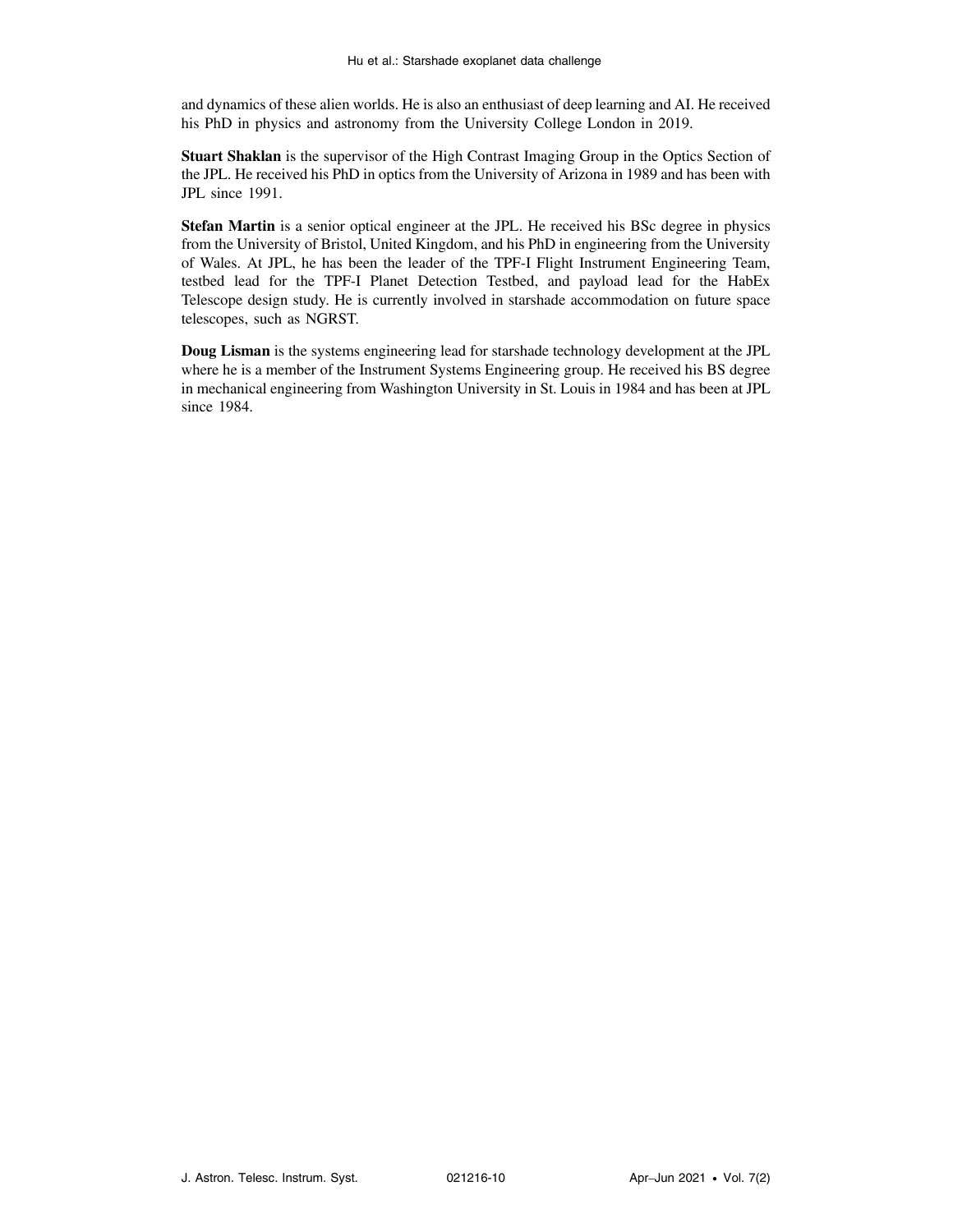and dynamics of these alien worlds. He is also an enthusiast of deep learning and AI. He received his PhD in physics and astronomy from the University College London in 2019.

**Stuart Shaklan** is the supervisor of the High Contrast Imaging Group in the Optics Section of the JPL. He received his PhD in optics from the University of Arizona in 1989 and has been with JPL since 1991.

**Stefan Martin** is a senior optical engineer at the JPL. He received his BSc degree in physics from the University of Bristol, United Kingdom, and his PhD in engineering from the University of Wales. At JPL, he has been the leader of the TPF-I Flight Instrument Engineering Team, testbed lead for the TPF-I Planet Detection Testbed, and payload lead for the HabEx Telescope design study. He is currently involved in starshade accommodation on future space telescopes, such as NGRST.

**Doug Lisman** is the systems engineering lead for starshade technology development at the JPL where he is a member of the Instrument Systems Engineering group. He received his BS degree in mechanical engineering from Washington University in St. Louis in 1984 and has been at JPL since 1984.